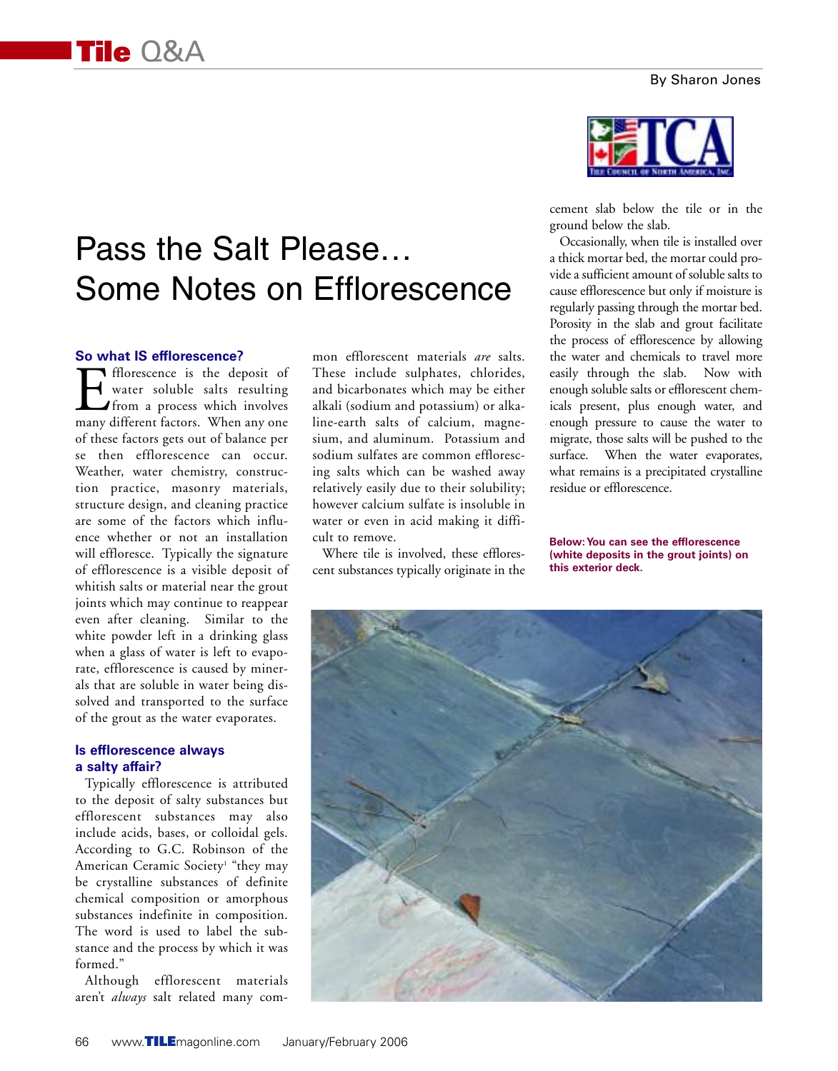By Sharon Jones

# Pass the Salt Please… Some Notes on Efflorescence

## So what IS efflorescence?

Efflorescence is the deposit of water soluble salts resulting from a process which involves many different factors. When any one of these factors gets out of balance per se then efflorescence can occur. Weather, water chemistry, construction practice, masonry materials, structure design, and cleaning practice are some of the factors which influence whether or not an installation will effloresce. Typically the signature of efflorescence is a visible deposit of whitish salts or material near the grout joints which may continue to reappear even after cleaning. Similar to the white powder left in a drinking glass when a glass of water is left to evaporate, efflorescence is caused by minerals that are soluble in water being dissolved and transported to the surface of the grout as the water evaporates.

## Is efflorescence always a salty affair?

Typically efflorescence is attributed to the deposit of salty substances but efflorescent substances may also include acids, bases, or colloidal gels. According to G.C. Robinson of the American Ceramic Society[1] "they may be crystalline substances of definite chemical composition or amorphous substances indefinite in composition. The word is used to label the substance and the process by which it was formed."

Although efflorescent materials aren't *always* salt related many common efflorescent materials *are* salts. These include sulphates, chlorides, and bicarbonates which may be either alkali (sodium and potassium) or alkaline-earth salts of calcium, magnesium, and aluminum. Potassium and sodium sulfates are common efflorescing salts which can be washed away relatively easily due to their solubility; however calcium sulfate is insoluble in water or even in acid making it difficult to remove.

Where tile is involved, these efflorescent substances typically originate in the cement slab below the tile or in the ground below the slab.

Occasionally, when tile is installed over a thick mortar bed, the mortar could provide a sufficient amount of soluble salts to cause efflorescence but only if moisture is regularly passing through the mortar bed. Porosity in the slab and grout facilitate the process of efflorescence by allowing the water and chemicals to travel more easily through the slab. Now with enough soluble salts or efflorescent chemicals present, plus enough water, and enough pressure to cause the water to migrate, those salts will be pushed to the surface. When the water evaporates, what remains is a precipitated crystalline residue or efflorescence.

**Below: You can see the efflorescence (white deposits in the grout joints) on this exterior deck.**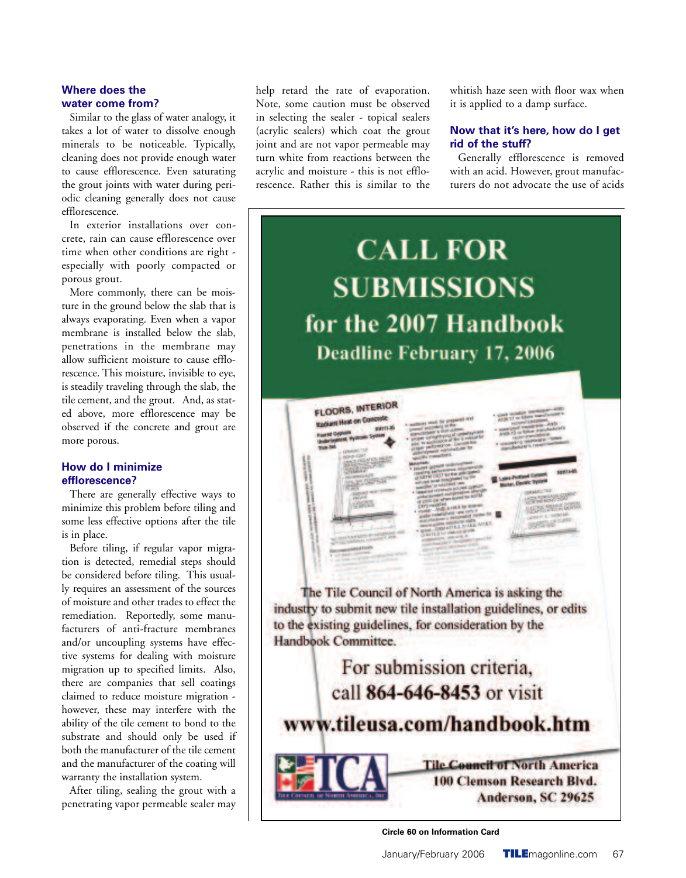## Where does the water come from?

Similar to the glass of water analogy, it takes a lot of water to dissolve enough minerals to be noticeable. Typically, cleaning does not provide enough water to cause efflorescence. Even saturating the grout joints with water during periodic cleaning generally does not cause efflorescence.

In exterior installations over concrete, rain can cause efflorescence over time when other conditions are right - especially with poorly compacted or porous grout.

More commonly, there can be moisture in the ground below the slab that is always evaporating. Even when a vapor membrane is installed below the slab, penetrations in the membrane may allow sufficient moisture to cause efflorescence. This moisture, invisible to eye, is steadily traveling through the slab, the tile cement, and the grout. And, as stated above, more efflorescence may be observed if the concrete and grout are more porous.

## How do I minimize efflorescence?

There are generally effective ways to minimize this problem before tiling and some less effective options after the tile is in place.

Before tiling, if regular vapor migration is detected, remedial steps should be considered before tiling. This usually requires an assessment of the sources of moisture and other trades to effect the remediation. Reportedly, some manufacturers of anti-fracture membranes and/or uncoupling systems have effective systems for dealing with moisture migration up to specified limits. Also, there are companies that sell coatings claimed to reduce moisture migration - however, these may interfere with the ability of the tile cement to bond to the substrate and should only be used if both the manufacturer of the tile cement and the manufacturer of the coating will warranty the installation system.

After tiling, sealing the grout with a penetrating vapor permeable sealer may help retard the rate of evaporation. Note, some caution must be observed in selecting the sealer - topical sealers (acrylic sealers) which coat the grout joint and are not vapor permeable may turn white from reactions between the acrylic and moisture - this is not efflorescence. Rather this is similar to the whitish haze seen with floor wax when it is applied to a damp surface.

## Now that it's here, how do I get rid of the stuff?

Generally efflorescence is removed with an acid. However, grout manufacturers do not advocate the use of acids

---

# CALL FOR SUBMISSIONS for the 2007 Handbook

**Deadline February 17, 2006**

The Tile Council of North America is asking the industry to submit new tile installation guidelines, or edits to the existing guidelines, for consideration by the Handbook Committee.

For submission criteria, call **864-646-8453** or visit

**www.tileusa.com/handbook.htm**

**Tile Council of North America**
**100 Clemson Research Blvd.**
**Anderson, SC 29625**

**Circle 60 on Information Card**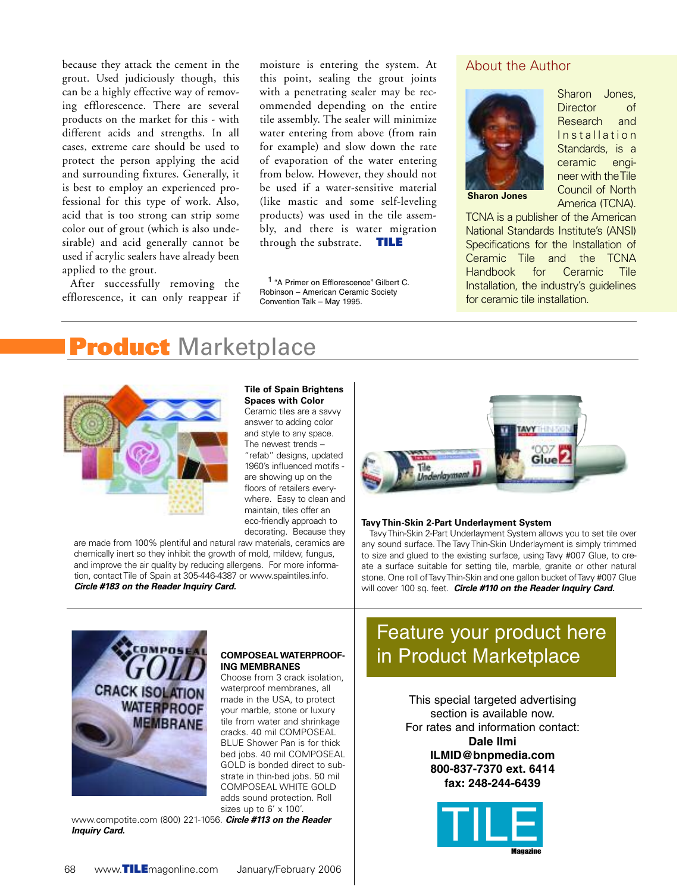because they attack the cement in the grout. Used judiciously though, this can be a highly effective way of removing efflorescence. There are several products on the market for this - with different acids and strengths. In all cases, extreme care should be used to protect the person applying the acid and surrounding fixtures. Generally, it is best to employ an experienced professional for this type of work. Also, acid that is too strong can strip some color out of grout (which is also undesirable) and acid generally cannot be used if acrylic sealers have already been applied to the grout.

After successfully removing the efflorescence, it can only reappear if moisture is entering the system. At this point, sealing the grout joints with a penetrating sealer may be recommended depending on the entire tile assembly. The sealer will minimize water entering from above (from rain for example) and slow down the rate of evaporation of the water entering from below. However, they should not be used if a water-sensitive material (like mastic and some self-leveling products) was used in the tile assembly, and there is water migration through the substrate. **TILE**

[1] "A Primer on Efflorescence" Gilbert C. Robinson – American Ceramic Society Convention Talk – May 1995.

## About the Author

**Sharon Jones**

Sharon Jones, Director of Research and Installation Standards, is a ceramic engineer with the Tile Council of North America (TCNA). TCNA is a publisher of the American National Standards Institute's (ANSI) Specifications for the Installation of Ceramic Tile and the TCNA Handbook for Ceramic Tile Installation, the industry's guidelines for ceramic tile installation.

# Product Marketplace

**Tile of Spain Brightens Spaces with Color**

Ceramic tiles are a savvy answer to adding color and style to any space. The newest trends – "refab" designs, updated 1960's influenced motifs - are showing up on the floors of retailers everywhere. Easy to clean and maintain, tiles offer an eco-friendly approach to decorating. Because they are made from 100% plentiful and natural raw materials, ceramics are chemically inert so they inhibit the growth of mold, mildew, fungus, and improve the air quality by reducing allergens. For more information, contact Tile of Spain at 305-446-4387 or www.spaintiles.info. ***Circle #183 on the Reader Inquiry Card.***

**Tavy Thin-Skin 2-Part Underlayment System**

Tavy Thin-Skin 2-Part Underlayment System allows you to set tile over any sound surface. The Tavy Thin-Skin Underlayment is simply trimmed to size and glued to the existing surface, using Tavy #007 Glue, to create a surface suitable for setting tile, marble, granite or other natural stone. One roll of Tavy Thin-Skin and one gallon bucket of Tavy #007 Glue will cover 100 sq. feet. ***Circle #110 on the Reader Inquiry Card.***

**COMPOSEAL WATERPROOFING MEMBRANES**

Choose from 3 crack isolation, waterproof membranes, all made in the USA, to protect your marble, stone or luxury tile from water and shrinkage cracks. 40 mil COMPOSEAL BLUE Shower Pan is for thick bed jobs. 40 mil COMPOSEAL GOLD is bonded direct to substrate in thin-bed jobs. 50 mil COMPOSEAL WHITE GOLD adds sound protection. Roll sizes up to 6' x 100'. www.compotite.com (800) 221-1056. ***Circle #113 on the Reader Inquiry Card.***

## Feature your product here in Product Marketplace

This special targeted advertising section is available now.
For rates and information contact:
**Dale Ilmi**
**ILMID@bnpmedia.com**
**800-837-7370 ext. 6414**
**fax: 248-244-6439**

TILE Magazine